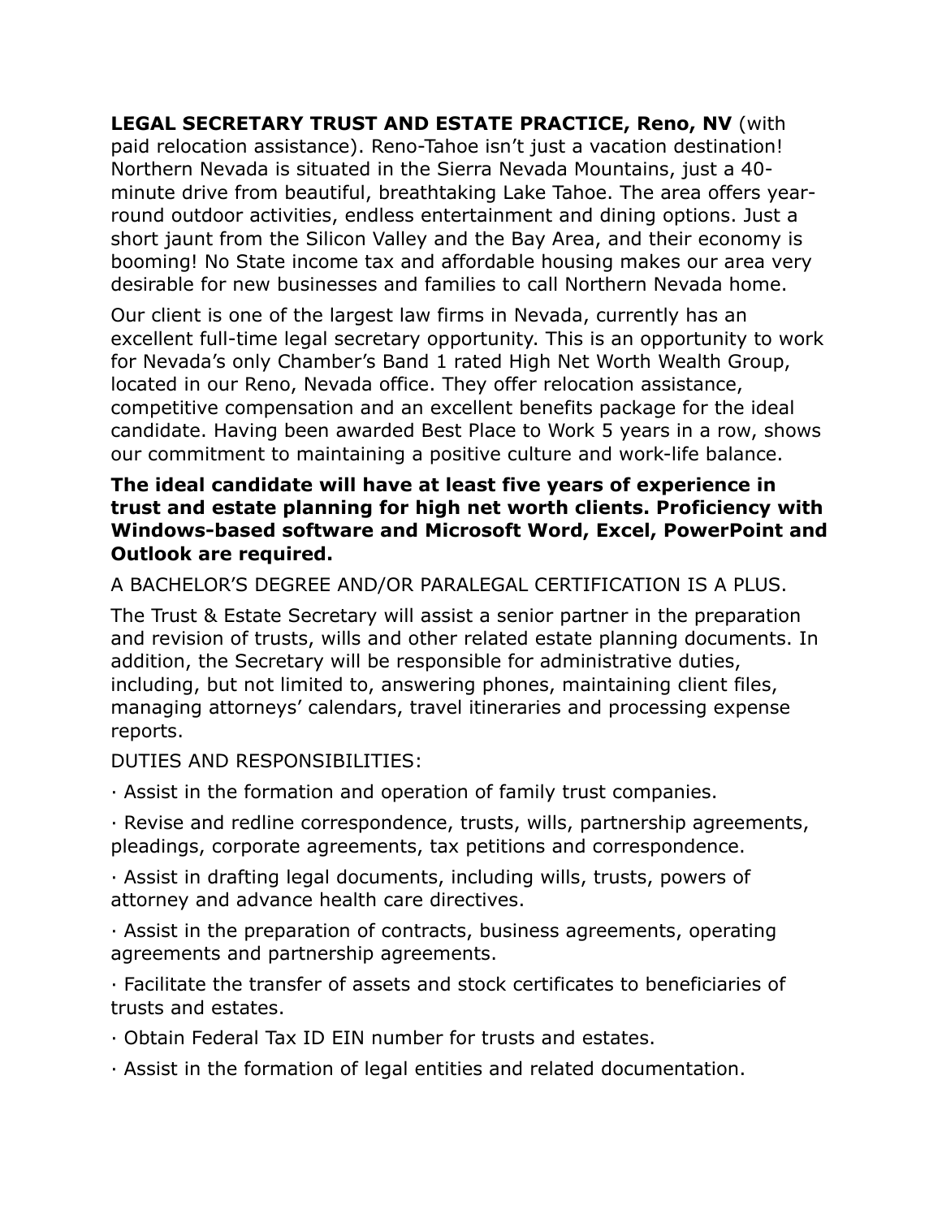**LEGAL SECRETARY TRUST AND ESTATE PRACTICE, Reno, NV** (with paid relocation assistance). Reno-Tahoe isn't just a vacation destination! Northern Nevada is situated in the Sierra Nevada Mountains, just a 40-minute drive from beautiful, breathtaking Lake Tahoe. The area offers year-round outdoor activities, endless entertainment and dining options. Just a short jaunt from the Silicon Valley and the Bay Area, and their economy is booming! No State income tax and affordable housing makes our area very desirable for new businesses and families to call Northern Nevada home.

Our client is one of the largest law firms in Nevada, currently has an excellent full-time legal secretary opportunity. This is an opportunity to work for Nevada's only Chamber's Band 1 rated High Net Worth Wealth Group, located in our Reno, Nevada office. They offer relocation assistance, competitive compensation and an excellent benefits package for the ideal candidate. Having been awarded Best Place to Work 5 years in a row, shows our commitment to maintaining a positive culture and work-life balance.

**The ideal candidate will have at least five years of experience in trust and estate planning for high net worth clients. Proficiency with Windows-based software and Microsoft Word, Excel, PowerPoint and Outlook are required.**

A BACHELOR'S DEGREE AND/OR PARALEGAL CERTIFICATION IS A PLUS.

The Trust & Estate Secretary will assist a senior partner in the preparation and revision of trusts, wills and other related estate planning documents. In addition, the Secretary will be responsible for administrative duties, including, but not limited to, answering phones, maintaining client files, managing attorneys' calendars, travel itineraries and processing expense reports.

DUTIES AND RESPONSIBILITIES:

- Assist in the formation and operation of family trust companies.
- Revise and redline correspondence, trusts, wills, partnership agreements, pleadings, corporate agreements, tax petitions and correspondence.
- Assist in drafting legal documents, including wills, trusts, powers of attorney and advance health care directives.
- Assist in the preparation of contracts, business agreements, operating agreements and partnership agreements.
- Facilitate the transfer of assets and stock certificates to beneficiaries of trusts and estates.
- Obtain Federal Tax ID EIN number for trusts and estates.
- Assist in the formation of legal entities and related documentation.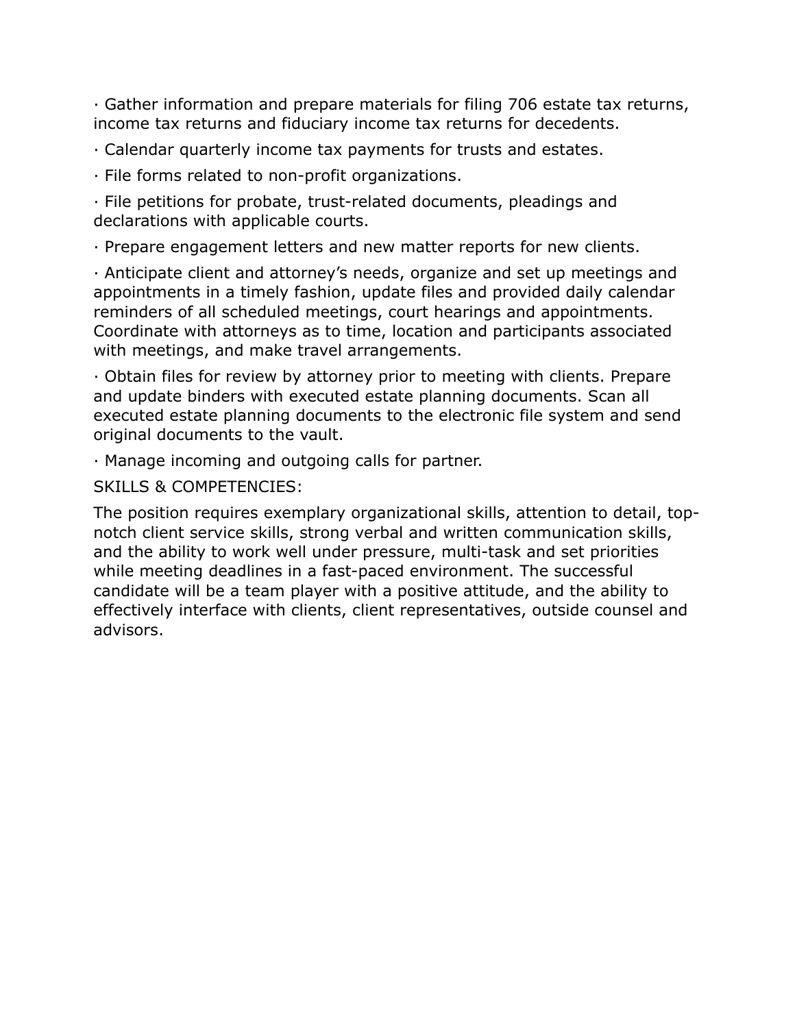· Gather information and prepare materials for filing 706 estate tax returns, income tax returns and fiduciary income tax returns for decedents.

· Calendar quarterly income tax payments for trusts and estates.

· File forms related to non-profit organizations.

· File petitions for probate, trust-related documents, pleadings and declarations with applicable courts.

· Prepare engagement letters and new matter reports for new clients.

· Anticipate client and attorney's needs, organize and set up meetings and appointments in a timely fashion, update files and provided daily calendar reminders of all scheduled meetings, court hearings and appointments. Coordinate with attorneys as to time, location and participants associated with meetings, and make travel arrangements.

· Obtain files for review by attorney prior to meeting with clients. Prepare and update binders with executed estate planning documents. Scan all executed estate planning documents to the electronic file system and send original documents to the vault.

· Manage incoming and outgoing calls for partner.

SKILLS & COMPETENCIES:

The position requires exemplary organizational skills, attention to detail, top-notch client service skills, strong verbal and written communication skills, and the ability to work well under pressure, multi-task and set priorities while meeting deadlines in a fast-paced environment. The successful candidate will be a team player with a positive attitude, and the ability to effectively interface with clients, client representatives, outside counsel and advisors.